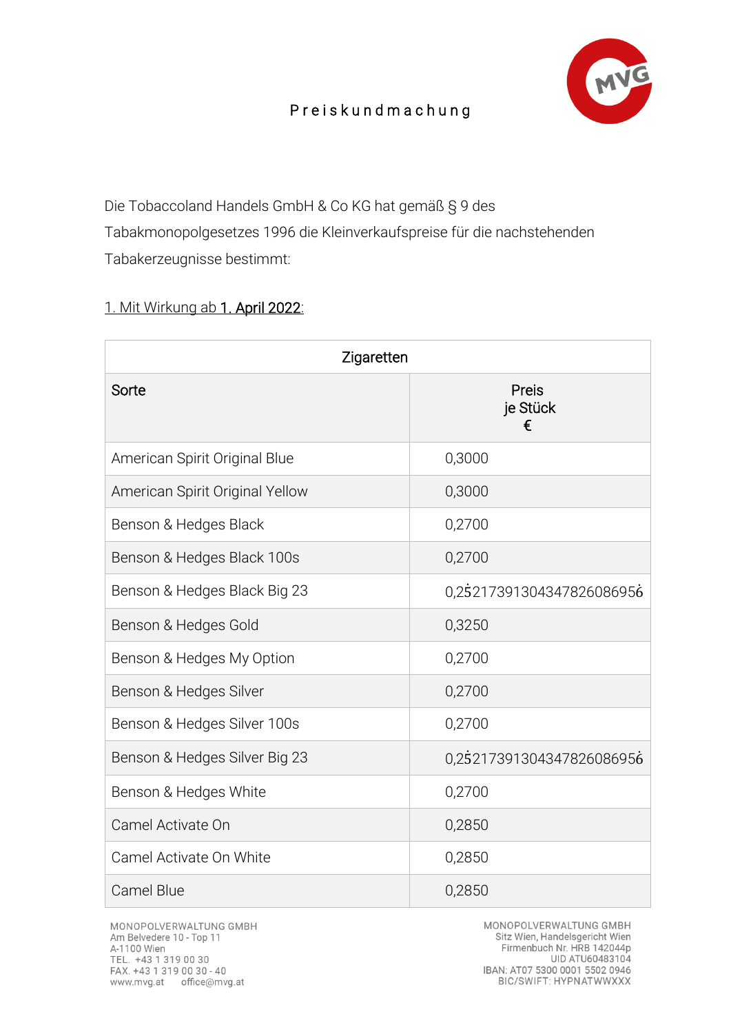# Preiskundmachung

Die Tobaccoland Handels GmbH & Co KG hat gemäß § 9 des Tabakmonopolgesetzes 1996 die Kleinverkaufspreise für die nachstehenden Tabakerzeugnisse bestimmt:

1. Mit Wirkung ab **1. April 2022**:

| Zigaretten | |
|---|---|
| **Sorte** | **Preis je Stück €** |
| American Spirit Original Blue | 0,3000 |
| American Spirit Original Yellow | 0,3000 |
| Benson & Hedges Black | 0,2700 |
| Benson & Hedges Black 100s | 0,2700 |
| Benson & Hedges Black Big 23 | $0{,}2\dot{5}21739130434782608695\dot{6}$ |
| Benson & Hedges Gold | 0,3250 |
| Benson & Hedges My Option | 0,2700 |
| Benson & Hedges Silver | 0,2700 |
| Benson & Hedges Silver 100s | 0,2700 |
| Benson & Hedges Silver Big 23 | $0{,}2\dot{5}21739130434782608695\dot{6}$ |
| Benson & Hedges White | 0,2700 |
| Camel Activate On | 0,2850 |
| Camel Activate On White | 0,2850 |
| Camel Blue | 0,2850 |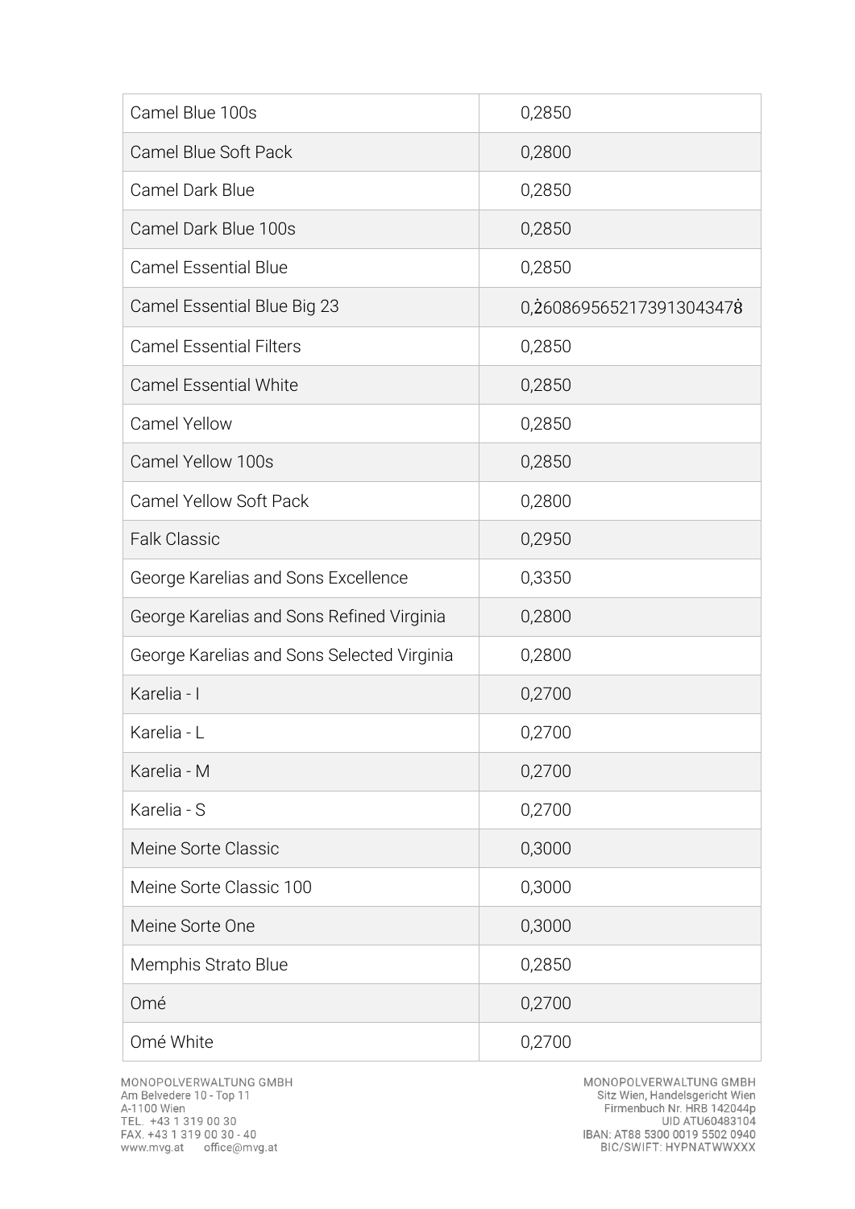| Camel Blue 100s | 0,2850 |
| --- | --- |
| Camel Blue Soft Pack | 0,2800 |
| Camel Dark Blue | 0,2850 |
| Camel Dark Blue 100s | 0,2850 |
| Camel Essential Blue | 0,2850 |
| Camel Essential Blue Big 23 | $0{,}\dot{2}60869565217391304347\dot{8}$ |
| Camel Essential Filters | 0,2850 |
| Camel Essential White | 0,2850 |
| Camel Yellow | 0,2850 |
| Camel Yellow 100s | 0,2850 |
| Camel Yellow Soft Pack | 0,2800 |
| Falk Classic | 0,2950 |
| George Karelias and Sons Excellence | 0,3350 |
| George Karelias and Sons Refined Virginia | 0,2800 |
| George Karelias and Sons Selected Virginia | 0,2800 |
| Karelia - I | 0,2700 |
| Karelia - L | 0,2700 |
| Karelia - M | 0,2700 |
| Karelia - S | 0,2700 |
| Meine Sorte Classic | 0,3000 |
| Meine Sorte Classic 100 | 0,3000 |
| Meine Sorte One | 0,3000 |
| Memphis Strato Blue | 0,2850 |
| Omé | 0,2700 |
| Omé White | 0,2700 |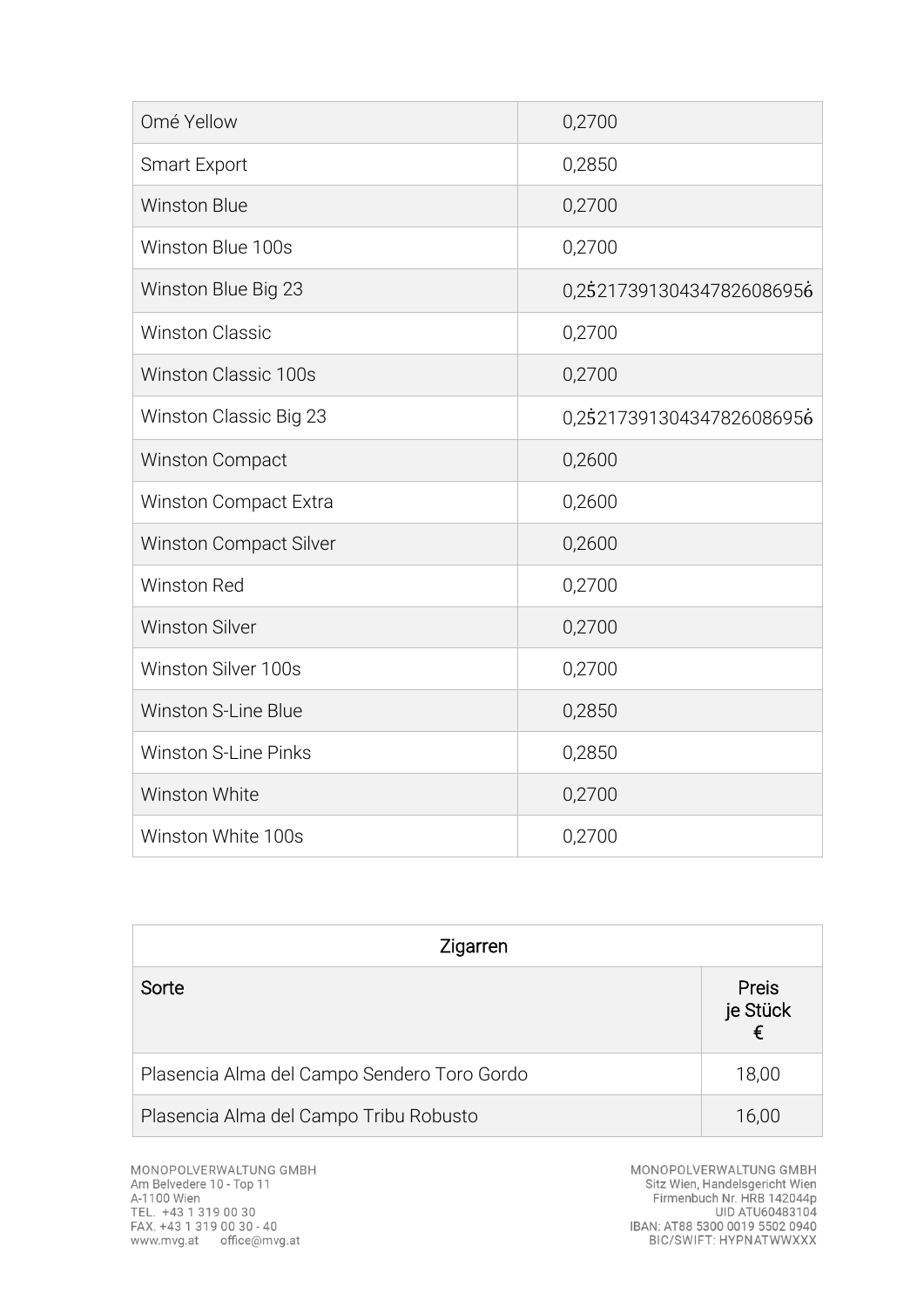| | |
|---|---|
| Omé Yellow | 0,2700 |
| Smart Export | 0,2850 |
| Winston Blue | 0,2700 |
| Winston Blue 100s | 0,2700 |
| Winston Blue Big 23 | 0,25̇217391304347826086956̇ |
| Winston Classic | 0,2700 |
| Winston Classic 100s | 0,2700 |
| Winston Classic Big 23 | 0,25̇217391304347826086956̇ |
| Winston Compact | 0,2600 |
| Winston Compact Extra | 0,2600 |
| Winston Compact Silver | 0,2600 |
| Winston Red | 0,2700 |
| Winston Silver | 0,2700 |
| Winston Silver 100s | 0,2700 |
| Winston S-Line Blue | 0,2850 |
| Winston S-Line Pinks | 0,2850 |
| Winston White | 0,2700 |
| Winston White 100s | 0,2700 |

| Zigarren | |
|---|---|
| Sorte | Preis je Stück € |
| Plasencia Alma del Campo Sendero Toro Gordo | 18,00 |
| Plasencia Alma del Campo Tribu Robusto | 16,00 |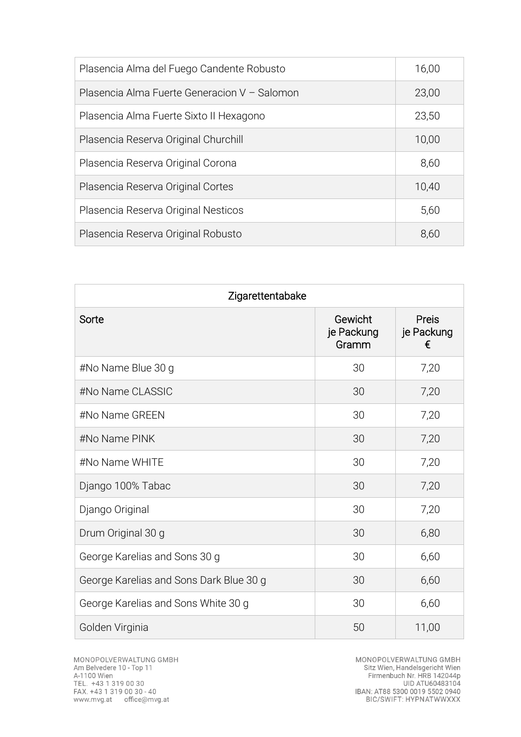| | |
|---|---|
| Plasencia Alma del Fuego Candente Robusto | 16,00 |
| Plasencia Alma Fuerte Generacion V – Salomon | 23,00 |
| Plasencia Alma Fuerte Sixto II Hexagono | 23,50 |
| Plasencia Reserva Original Churchill | 10,00 |
| Plasencia Reserva Original Corona | 8,60 |
| Plasencia Reserva Original Cortes | 10,40 |
| Plasencia Reserva Original Nesticos | 5,60 |
| Plasencia Reserva Original Robusto | 8,60 |

| Zigarettentabake | | |
|---|---|---|
| Sorte | Gewicht je Packung Gramm | Preis je Packung € |
| #No Name Blue 30 g | 30 | 7,20 |
| #No Name CLASSIC | 30 | 7,20 |
| #No Name GREEN | 30 | 7,20 |
| #No Name PINK | 30 | 7,20 |
| #No Name WHITE | 30 | 7,20 |
| Django 100% Tabac | 30 | 7,20 |
| Django Original | 30 | 7,20 |
| Drum Original 30 g | 30 | 6,80 |
| George Karelias and Sons 30 g | 30 | 6,60 |
| George Karelias and Sons Dark Blue 30 g | 30 | 6,60 |
| George Karelias and Sons White 30 g | 30 | 6,60 |
| Golden Virginia | 50 | 11,00 |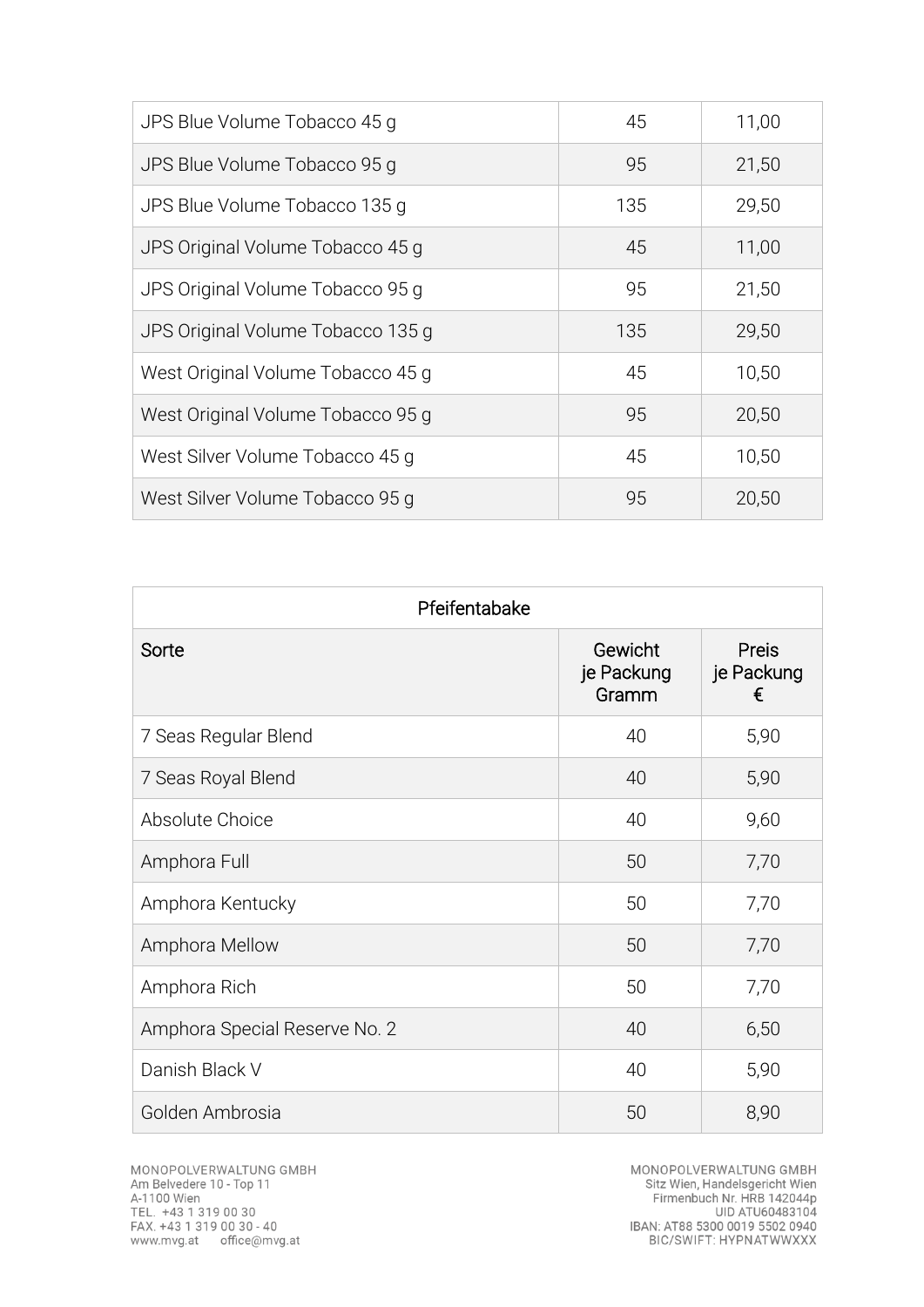| | | |
|---|---|---|
| JPS Blue Volume Tobacco 45 g | 45 | 11,00 |
| JPS Blue Volume Tobacco 95 g | 95 | 21,50 |
| JPS Blue Volume Tobacco 135 g | 135 | 29,50 |
| JPS Original Volume Tobacco 45 g | 45 | 11,00 |
| JPS Original Volume Tobacco 95 g | 95 | 21,50 |
| JPS Original Volume Tobacco 135 g | 135 | 29,50 |
| West Original Volume Tobacco 45 g | 45 | 10,50 |
| West Original Volume Tobacco 95 g | 95 | 20,50 |
| West Silver Volume Tobacco 45 g | 45 | 10,50 |
| West Silver Volume Tobacco 95 g | 95 | 20,50 |

| Pfeifentabake | | |
|---|---|---|
| Sorte | Gewicht je Packung Gramm | Preis je Packung € |
| 7 Seas Regular Blend | 40 | 5,90 |
| 7 Seas Royal Blend | 40 | 5,90 |
| Absolute Choice | 40 | 9,60 |
| Amphora Full | 50 | 7,70 |
| Amphora Kentucky | 50 | 7,70 |
| Amphora Mellow | 50 | 7,70 |
| Amphora Rich | 50 | 7,70 |
| Amphora Special Reserve No. 2 | 40 | 6,50 |
| Danish Black V | 40 | 5,90 |
| Golden Ambrosia | 50 | 8,90 |

MONOPOLVERWALTUNG GMBH
Am Belvedere 10 - Top 11
A-1100 Wien
TEL. +43 1 319 00 30
FAX. +43 1 319 00 30 - 40
www.mvg.at office@mvg.at

MONOPOLVERWALTUNG GMBH
Sitz Wien, Handelsgericht Wien
Firmenbuch Nr. HRB 142044p
UID ATU60483104
IBAN: AT88 5300 0019 5502 0940
BIC/SWIFT: HYPNATWWXXX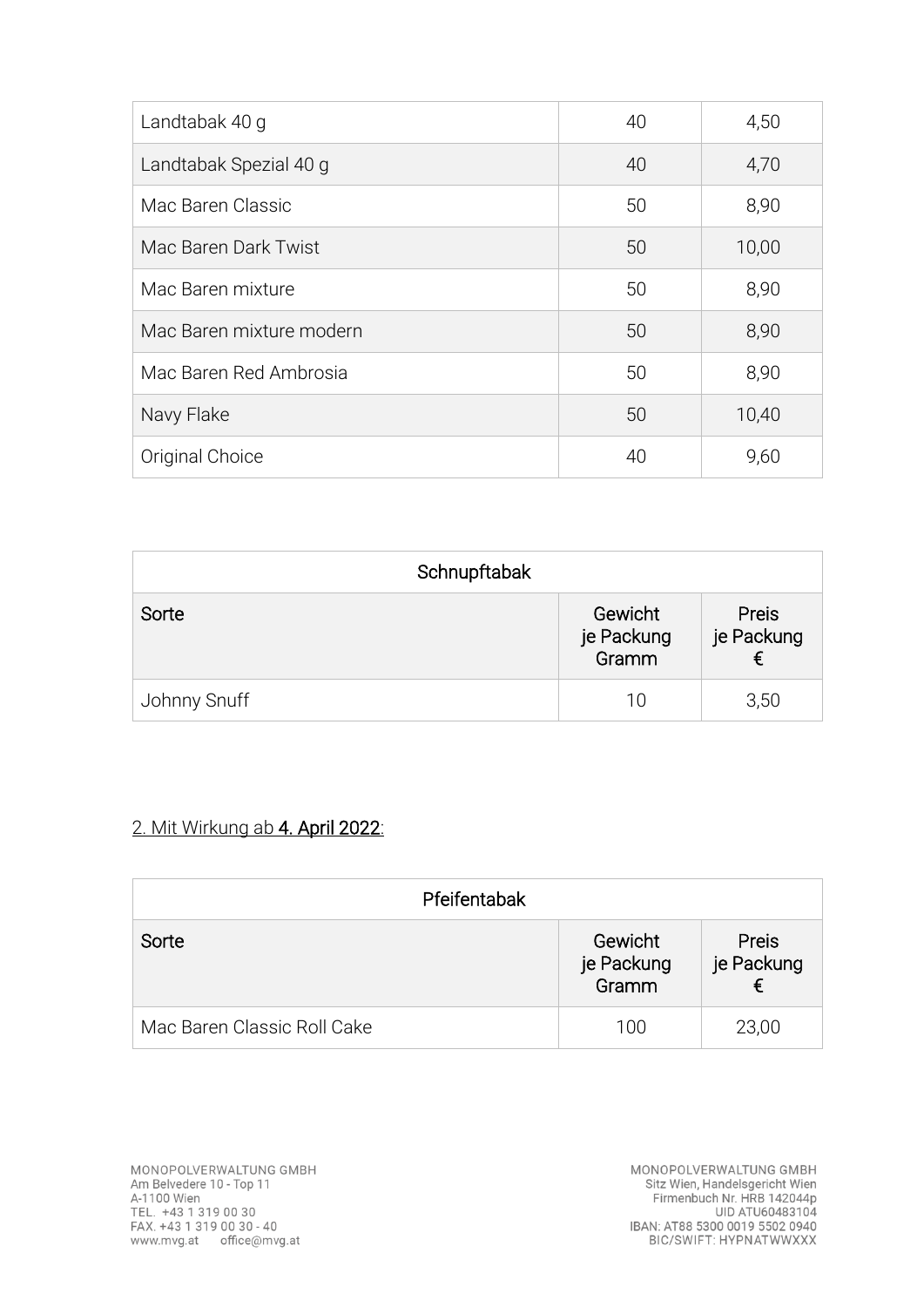| | | |
|---|---|---|
| Landtabak 40 g | 40 | 4,50 |
| Landtabak Spezial 40 g | 40 | 4,70 |
| Mac Baren Classic | 50 | 8,90 |
| Mac Baren Dark Twist | 50 | 10,00 |
| Mac Baren mixture | 50 | 8,90 |
| Mac Baren mixture modern | 50 | 8,90 |
| Mac Baren Red Ambrosia | 50 | 8,90 |
| Navy Flake | 50 | 10,40 |
| Original Choice | 40 | 9,60 |

| Schnupftabak | | |
|---|---|---|
| Sorte | Gewicht je Packung Gramm | Preis je Packung € |
| Johnny Snuff | 10 | 3,50 |

2. Mit Wirkung ab **4. April 2022**:

| Pfeifentabak | | |
|---|---|---|
| Sorte | Gewicht je Packung Gramm | Preis je Packung € |
| Mac Baren Classic Roll Cake | 100 | 23,00 |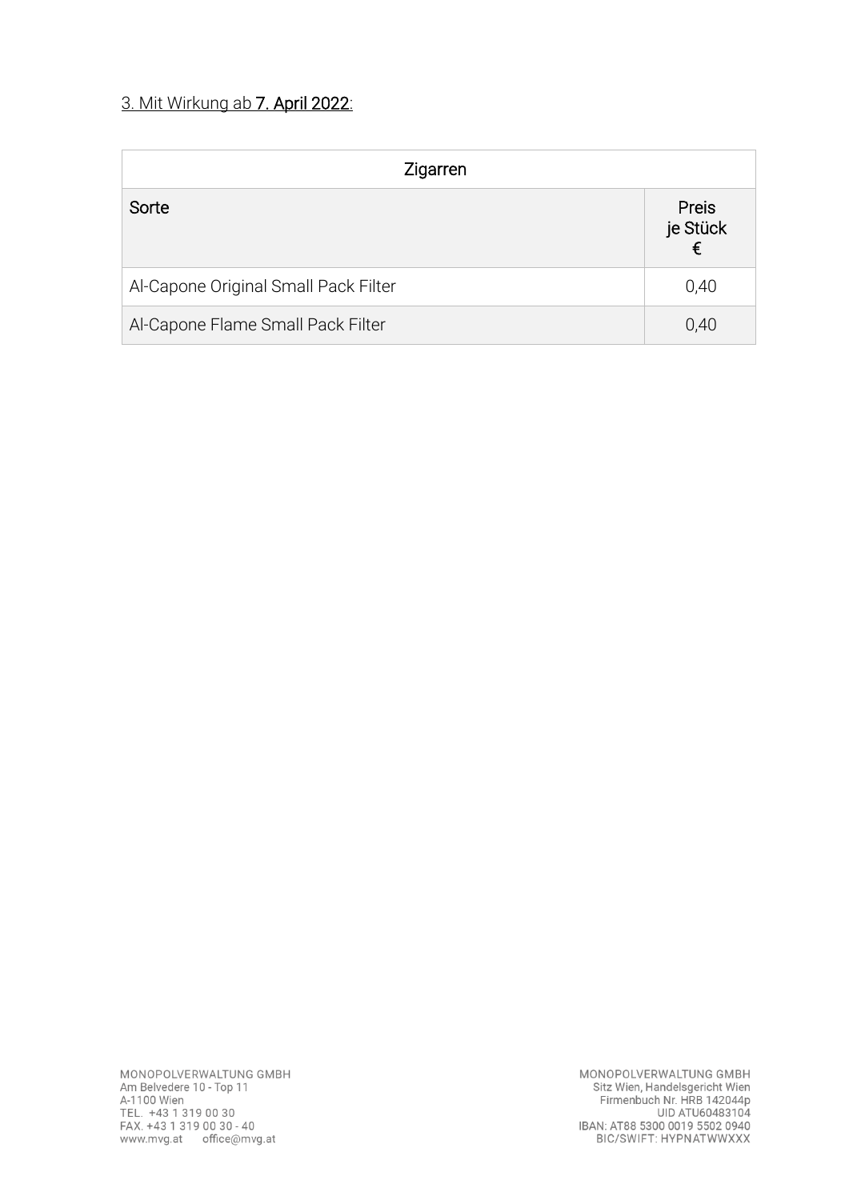3. Mit Wirkung ab **7. April 2022**:

| Zigarren | |
|---|---|
| Sorte | Preis je Stück € |
| Al-Capone Original Small Pack Filter | 0,40 |
| Al-Capone Flame Small Pack Filter | 0,40 |